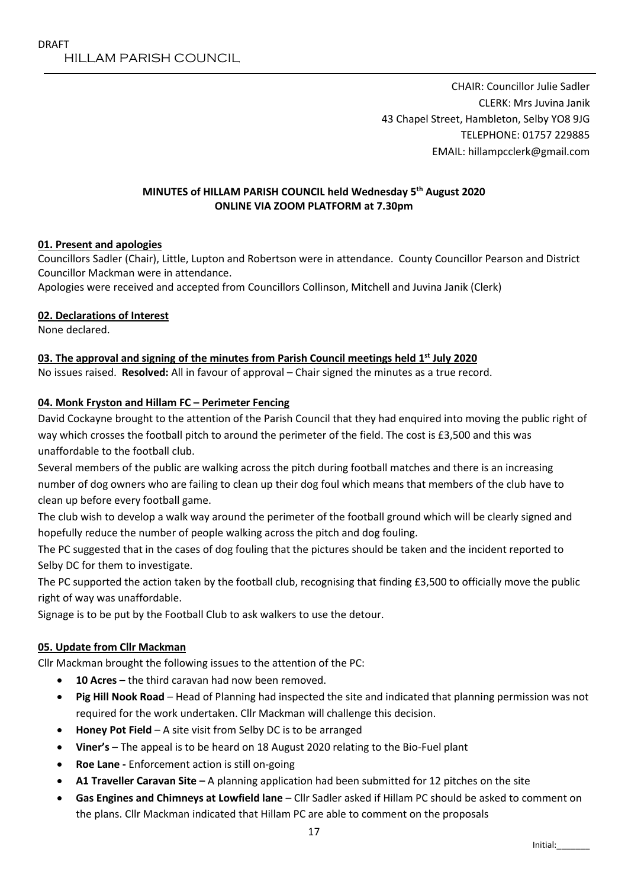DRAFT

# HILLAM PARISH COUNCIL

CHAIR: Councillor Julie Sadler
CLERK: Mrs Juvina Janik
43 Chapel Street, Hambleton, Selby YO8 9JG
TELEPHONE: 01757 229885
EMAIL: hillampcclerk@gmail.com

**MINUTES of HILLAM PARISH COUNCIL held Wednesday 5th August 2020**
**ONLINE VIA ZOOM PLATFORM at 7.30pm**

## 01. Present and apologies

Councillors Sadler (Chair), Little, Lupton and Robertson were in attendance. County Councillor Pearson and District Councillor Mackman were in attendance.

Apologies were received and accepted from Councillors Collinson, Mitchell and Juvina Janik (Clerk)

## 02. Declarations of Interest

None declared.

## 03. The approval and signing of the minutes from Parish Council meetings held 1st July 2020

No issues raised. **Resolved:** All in favour of approval – Chair signed the minutes as a true record.

## 04. Monk Fryston and Hillam FC – Perimeter Fencing

David Cockayne brought to the attention of the Parish Council that they had enquired into moving the public right of way which crosses the football pitch to around the perimeter of the field. The cost is £3,500 and this was unaffordable to the football club.

Several members of the public are walking across the pitch during football matches and there is an increasing number of dog owners who are failing to clean up their dog foul which means that members of the club have to clean up before every football game.

The club wish to develop a walk way around the perimeter of the football ground which will be clearly signed and hopefully reduce the number of people walking across the pitch and dog fouling.

The PC suggested that in the cases of dog fouling that the pictures should be taken and the incident reported to Selby DC for them to investigate.

The PC supported the action taken by the football club, recognising that finding £3,500 to officially move the public right of way was unaffordable.

Signage is to be put by the Football Club to ask walkers to use the detour.

## 05. Update from Cllr Mackman

Cllr Mackman brought the following issues to the attention of the PC:

- **10 Acres** – the third caravan had now been removed.
- **Pig Hill Nook Road** – Head of Planning had inspected the site and indicated that planning permission was not required for the work undertaken. Cllr Mackman will challenge this decision.
- **Honey Pot Field** – A site visit from Selby DC is to be arranged
- **Viner's** – The appeal is to be heard on 18 August 2020 relating to the Bio-Fuel plant
- **Roe Lane -** Enforcement action is still on-going
- **A1 Traveller Caravan Site –** A planning application had been submitted for 12 pitches on the site
- **Gas Engines and Chimneys at Lowfield lane** – Cllr Sadler asked if Hillam PC should be asked to comment on the plans. Cllr Mackman indicated that Hillam PC are able to comment on the proposals

Initial:_______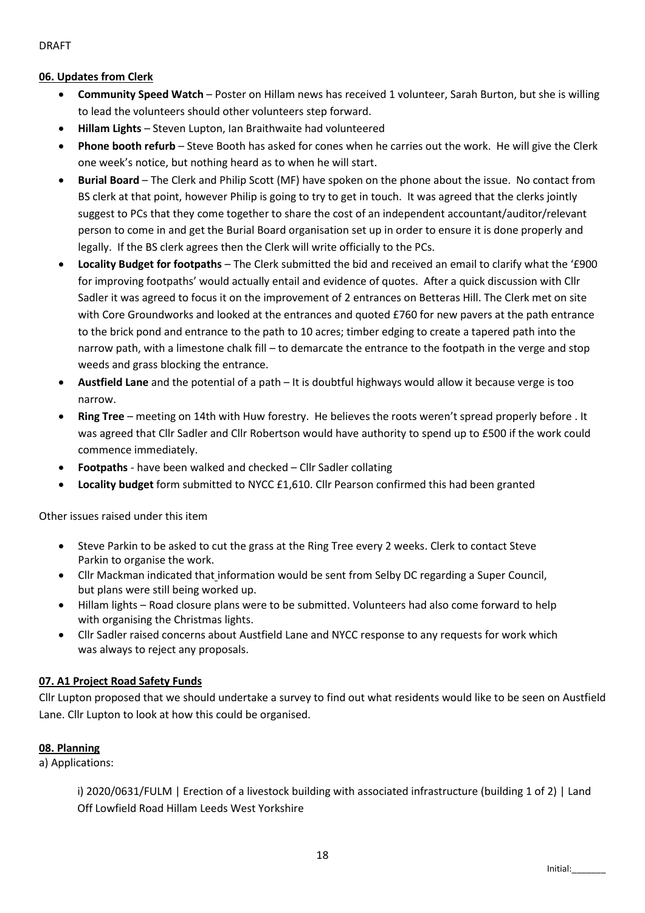DRAFT

**06. Updates from Clerk**

- **Community Speed Watch** – Poster on Hillam news has received 1 volunteer, Sarah Burton, but she is willing to lead the volunteers should other volunteers step forward.
- **Hillam Lights** – Steven Lupton, Ian Braithwaite had volunteered
- **Phone booth refurb** – Steve Booth has asked for cones when he carries out the work. He will give the Clerk one week's notice, but nothing heard as to when he will start.
- **Burial Board** – The Clerk and Philip Scott (MF) have spoken on the phone about the issue. No contact from BS clerk at that point, however Philip is going to try to get in touch. It was agreed that the clerks jointly suggest to PCs that they come together to share the cost of an independent accountant/auditor/relevant person to come in and get the Burial Board organisation set up in order to ensure it is done properly and legally. If the BS clerk agrees then the Clerk will write officially to the PCs.
- **Locality Budget for footpaths** – The Clerk submitted the bid and received an email to clarify what the '£900 for improving footpaths' would actually entail and evidence of quotes. After a quick discussion with Cllr Sadler it was agreed to focus it on the improvement of 2 entrances on Betteras Hill. The Clerk met on site with Core Groundworks and looked at the entrances and quoted £760 for new pavers at the path entrance to the brick pond and entrance to the path to 10 acres; timber edging to create a tapered path into the narrow path, with a limestone chalk fill – to demarcate the entrance to the footpath in the verge and stop weeds and grass blocking the entrance.
- **Austfield Lane** and the potential of a path – It is doubtful highways would allow it because verge is too narrow.
- **Ring Tree** – meeting on 14th with Huw forestry. He believes the roots weren't spread properly before . It was agreed that Cllr Sadler and Cllr Robertson would have authority to spend up to £500 if the work could commence immediately.
- **Footpaths** - have been walked and checked – Cllr Sadler collating
- **Locality budget** form submitted to NYCC £1,610. Cllr Pearson confirmed this had been granted

Other issues raised under this item

- Steve Parkin to be asked to cut the grass at the Ring Tree every 2 weeks. Clerk to contact Steve Parkin to organise the work.
- Cllr Mackman indicated that information would be sent from Selby DC regarding a Super Council, but plans were still being worked up.
- Hillam lights – Road closure plans were to be submitted. Volunteers had also come forward to help with organising the Christmas lights.
- Cllr Sadler raised concerns about Austfield Lane and NYCC response to any requests for work which was always to reject any proposals.

**07. A1 Project Road Safety Funds**

Cllr Lupton proposed that we should undertake a survey to find out what residents would like to be seen on Austfield Lane. Cllr Lupton to look at how this could be organised.

**08. Planning**

a) Applications:

i) 2020/0631/FULM | Erection of a livestock building with associated infrastructure (building 1 of 2) | Land Off Lowfield Road Hillam Leeds West Yorkshire

Initial:_______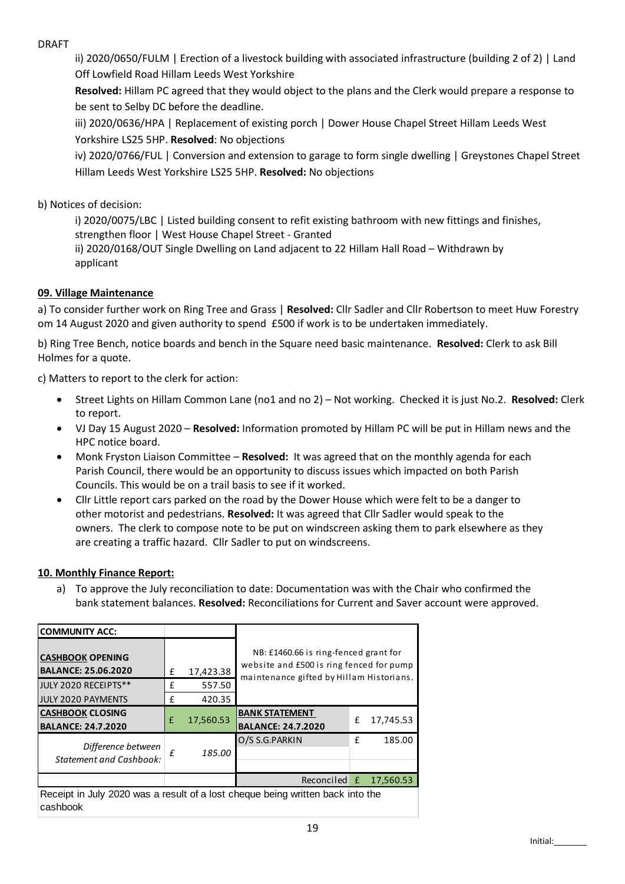DRAFT

ii) 2020/0650/FULM | Erection of a livestock building with associated infrastructure (building 2 of 2) | Land Off Lowfield Road Hillam Leeds West Yorkshire

**Resolved:** Hillam PC agreed that they would object to the plans and the Clerk would prepare a response to be sent to Selby DC before the deadline.

iii) 2020/0636/HPA | Replacement of existing porch | Dower House Chapel Street Hillam Leeds West Yorkshire LS25 5HP. **Resolved**: No objections

iv) 2020/0766/FUL | Conversion and extension to garage to form single dwelling | Greystones Chapel Street Hillam Leeds West Yorkshire LS25 5HP. **Resolved:** No objections

b) Notices of decision:

i) 2020/0075/LBC | Listed building consent to refit existing bathroom with new fittings and finishes, strengthen floor | West House Chapel Street - Granted

ii) 2020/0168/OUT Single Dwelling on Land adjacent to 22 Hillam Hall Road – Withdrawn by applicant

## 09. Village Maintenance

a) To consider further work on Ring Tree and Grass | **Resolved:** Cllr Sadler and Cllr Robertson to meet Huw Forestry om 14 August 2020 and given authority to spend £500 if work is to be undertaken immediately.

b) Ring Tree Bench, notice boards and bench in the Square need basic maintenance. **Resolved:** Clerk to ask Bill Holmes for a quote.

c) Matters to report to the clerk for action:

- Street Lights on Hillam Common Lane (no1 and no 2) – Not working. Checked it is just No.2. **Resolved:** Clerk to report.
- VJ Day 15 August 2020 – **Resolved:** Information promoted by Hillam PC will be put in Hillam news and the HPC notice board.
- Monk Fryston Liaison Committee – **Resolved:** It was agreed that on the monthly agenda for each Parish Council, there would be an opportunity to discuss issues which impacted on both Parish Councils. This would be on a trail basis to see if it worked.
- Cllr Little report cars parked on the road by the Dower House which were felt to be a danger to other motorist and pedestrians. **Resolved:** It was agreed that Cllr Sadler would speak to the owners. The clerk to compose note to be put on windscreen asking them to park elsewhere as they are creating a traffic hazard. Cllr Sadler to put on windscreens.

## 10. Monthly Finance Report:

a) To approve the July reconciliation to date: Documentation was with the Chair who confirmed the bank statement balances. **Resolved:** Reconciliations for Current and Saver account were approved.

| COMMUNITY ACC: | | | | | |
|---|---|---|---|---|---|
| CASHBOOK OPENING BALANCE: 25.06.2020 | £ | 17,423.38 | NB: £1460.66 is ring-fenced grant for website and £500 is ring fenced for pump maintenance gifted by Hillam Historians. | | |
| JULY 2020 RECEIPTS** | £ | 557.50 | | | |
| JULY 2020 PAYMENTS | £ | 420.35 | | | |
| CASHBOOK CLOSING BALANCE: 24.7.2020 | £ | 17,560.53 | BANK STATEMENT BALANCE: 24.7.2020 | £ | 17,745.53 |
| *Difference between Statement and Cashbook:* | *£* | *185.00* | O/S S.G.PARKIN | £ | 185.00 |
| | | | Reconciled | £ | 17,560.53 |

Receipt in July 2020 was a result of a lost cheque being written back into the cashbook

Initial:_______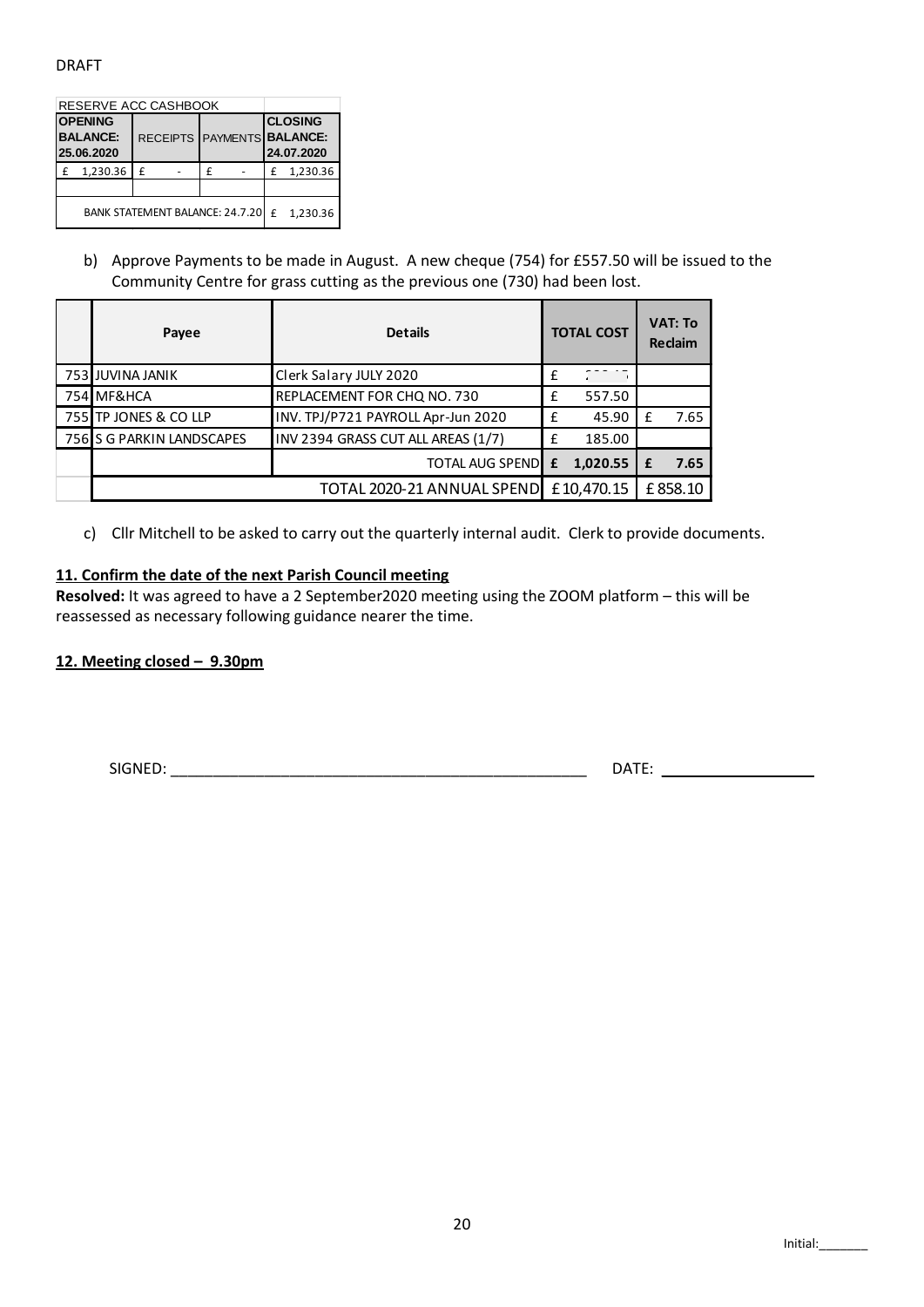DRAFT

| RESERVE ACC CASHBOOK | | | |
|---|---|---|---|
| **OPENING BALANCE: 25.06.2020** | RECEIPTS | PAYMENTS | **CLOSING BALANCE: 24.07.2020** |
| £ 1,230.36 | £ - | £ - | £ 1,230.36 |
| | | | |
| BANK STATEMENT BALANCE: 24.7.20 | | | £ 1,230.36 |

b) Approve Payments to be made in August. A new cheque (754) for £557.50 will be issued to the Community Centre for grass cutting as the previous one (730) had been lost.

| | Payee | Details | TOTAL COST | VAT: To Reclaim |
|---|---|---|---|---|
| 753 | JUVINA JANIK | Clerk Salary JULY 2020 | £ | |
| 754 | MF&HCA | REPLACEMENT FOR CHQ NO. 730 | £ 557.50 | |
| 755 | TP JONES & CO LLP | INV. TPJ/P721 PAYROLL Apr-Jun 2020 | £ 45.90 | £ 7.65 |
| 756 | S G PARKIN LANDSCAPES | INV 2394 GRASS CUT ALL AREAS (1/7) | £ 185.00 | |
| | | TOTAL AUG SPEND | **£ 1,020.55** | **£ 7.65** |
| | | TOTAL 2020-21 ANNUAL SPEND | £10,470.15 | £858.10 |

c) Cllr Mitchell to be asked to carry out the quarterly internal audit. Clerk to provide documents.

**11. Confirm the date of the next Parish Council meeting**

**Resolved:** It was agreed to have a 2 September2020 meeting using the ZOOM platform – this will be reassessed as necessary following guidance nearer the time.

**12. Meeting closed – 9.30pm**

SIGNED: \_\_\_\_\_\_\_\_\_\_\_\_\_\_\_\_\_\_\_\_\_\_\_\_\_\_\_\_\_\_\_\_\_\_\_\_\_\_\_\_ DATE: \_\_\_\_\_\_\_\_\_\_\_\_\_\_\_\_

Initial:\_\_\_\_\_\_\_